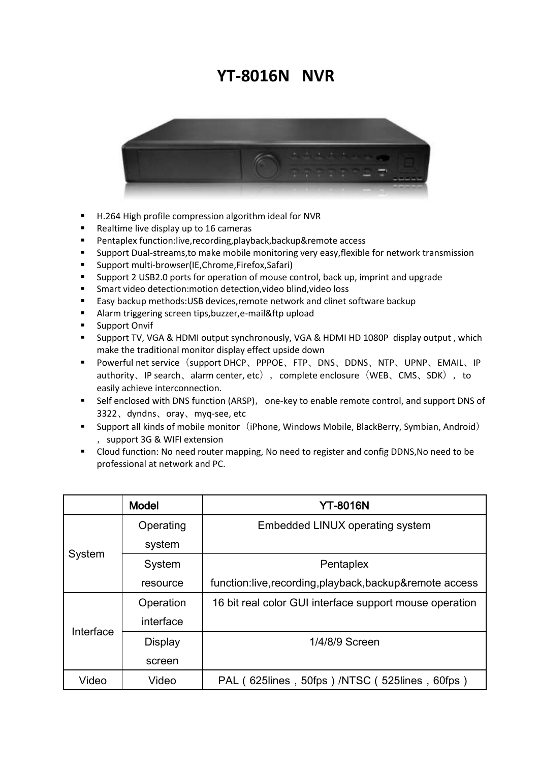# YT-8016N NVR

- H.264 High profile compression algorithm ideal for NVR
- Realtime live display up to 16 cameras
- Pentaplex function:live,recording,playback,backup&remote access
- Support Dual-streams,to make mobile monitoring very easy,flexible for network transmission
- Support multi-browser(IE,Chrome,Firefox,Safari)
- Support 2 USB2.0 ports for operation of mouse control, back up, imprint and upgrade
- Smart video detection:motion detection,video blind,video loss
- Easy backup methods:USB devices,remote network and clinet software backup
- Alarm triggering screen tips,buzzer,e-mail&ftp upload
- Support Onvif
- Support TV, VGA & HDMI output synchronously, VGA & HDMI HD 1080P display output , which make the traditional monitor display effect upside down
- Powerful net service（support DHCP、PPPOE、FTP、DNS、DDNS、NTP、UPNP、EMAIL、IP authority、IP search、alarm center, etc），complete enclosure（WEB、CMS、SDK），to easily achieve interconnection.
- Self enclosed with DNS function (ARSP)， one-key to enable remote control, and support DNS of 3322、dyndns、oray、myq-see, etc
- Support all kinds of mobile monitor（iPhone, Windows Mobile, BlackBerry, Symbian, Android），support 3G & WIFI extension
- Cloud function: No need router mapping, No need to register and config DDNS,No need to be professional at network and PC.

| | Model | YT-8016N |
|---|---|---|
| System | Operating system | Embedded LINUX operating system |
| | System resource | Pentaplex function:live,recording,playback,backup&remote access |
| Interface | Operation interface | 16 bit real color GUI interface support mouse operation |
| | Display screen | 1/4/8/9 Screen |
| Video | Video | PAL（625lines，50fps）/NTSC（525lines，60fps） |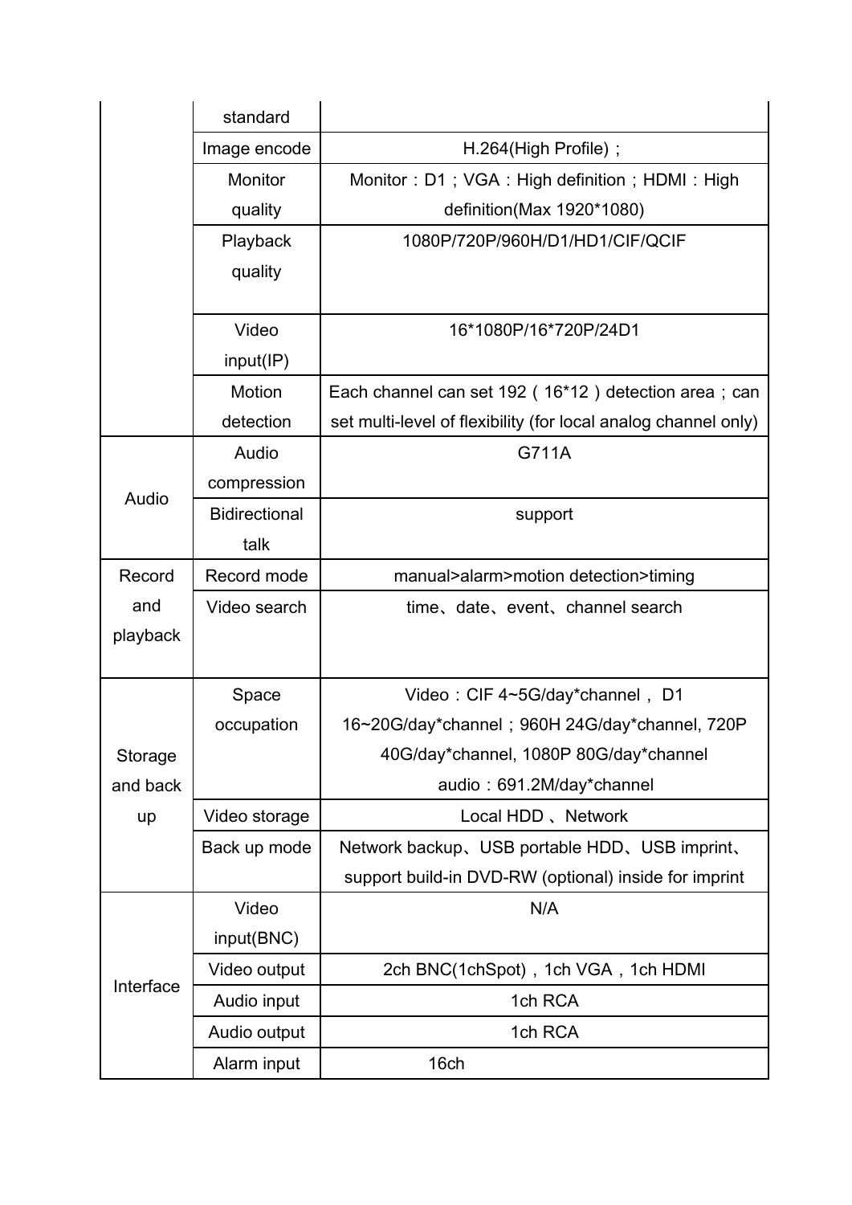| | | |
|---|---|---|
| | standard | |
| | Image encode | H.264(High Profile)； |
| | Monitor quality | Monitor：D1；VGA：High definition；HDMI：High definition(Max 1920*1080) |
| | Playback quality | 1080P/720P/960H/D1/HD1/CIF/QCIF |
| | Video input(IP) | 16*1080P/16*720P/24D1 |
| | Motion detection | Each channel can set 192（16*12）detection area；can set multi-level of flexibility (for local analog channel only) |
| Audio | Audio compression | G711A |
| | Bidirectional talk | support |
| Record and playback | Record mode | manual>alarm>motion detection>timing |
| | Video search | time、date、event、channel search |
| Storage and back up | Space occupation | Video：CIF 4~5G/day*channel， D1 16~20G/day*channel；960H 24G/day*channel, 720P 40G/day*channel, 1080P 80G/day*channel audio：691.2M/day*channel |
| | Video storage | Local HDD 、Network |
| | Back up mode | Network backup、USB portable HDD、USB imprint、support build-in DVD-RW (optional) inside for imprint |
| Interface | Video input(BNC) | N/A |
| | Video output | 2ch BNC(1chSpot)，1ch VGA，1ch HDMI |
| | Audio input | 1ch RCA |
| | Audio output | 1ch RCA |
| | Alarm input | 16ch |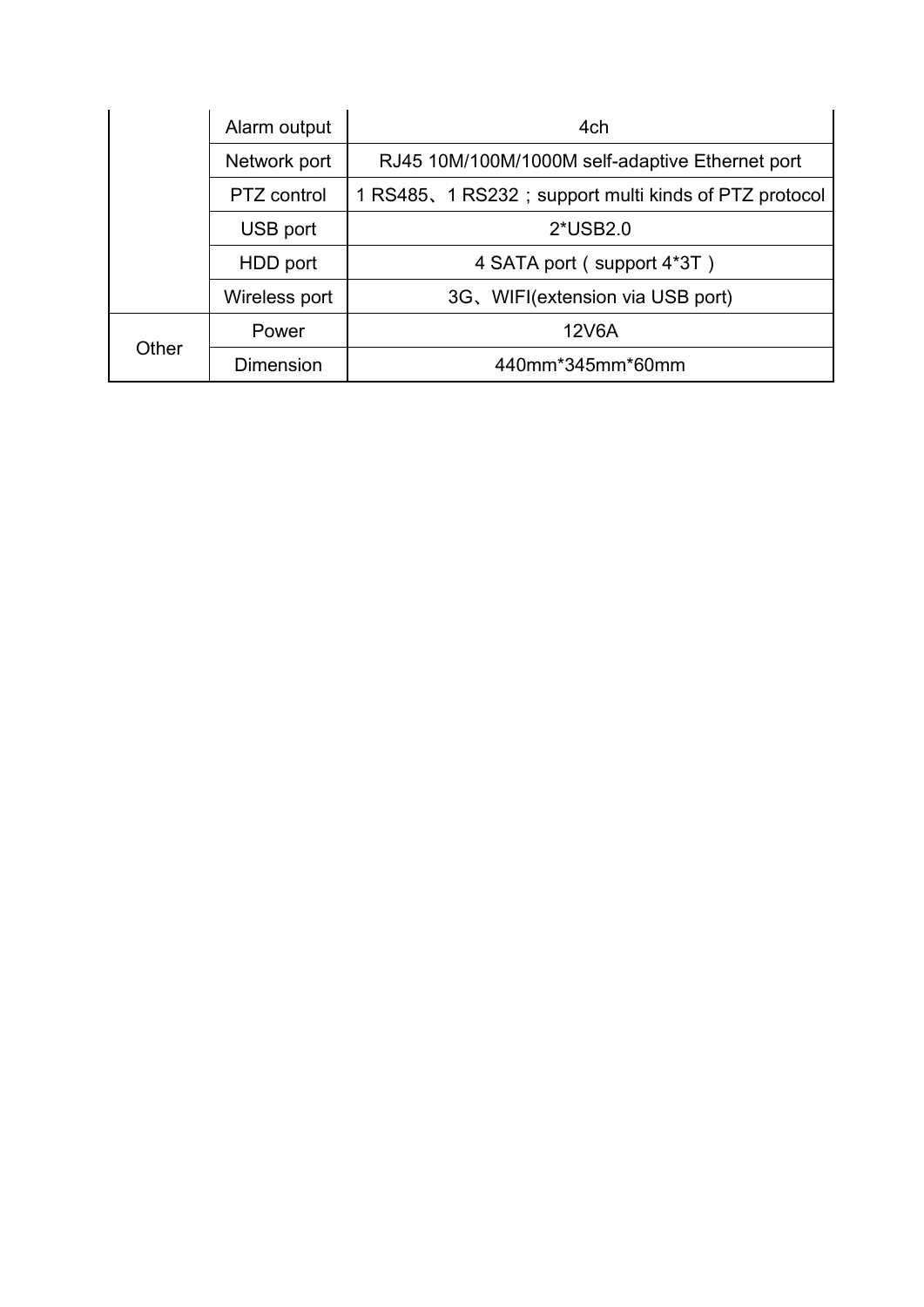| | | |
|---|---|---|
| | Alarm output | 4ch |
| | Network port | RJ45 10M/100M/1000M self-adaptive Ethernet port |
| | PTZ control | 1 RS485、1 RS232；support multi kinds of PTZ protocol |
| | USB port | 2*USB2.0 |
| | HDD port | 4 SATA port（support 4*3T） |
| | Wireless port | 3G、WIFI(extension via USB port) |
| Other | Power | 12V6A |
| | Dimension | 440mm*345mm*60mm |